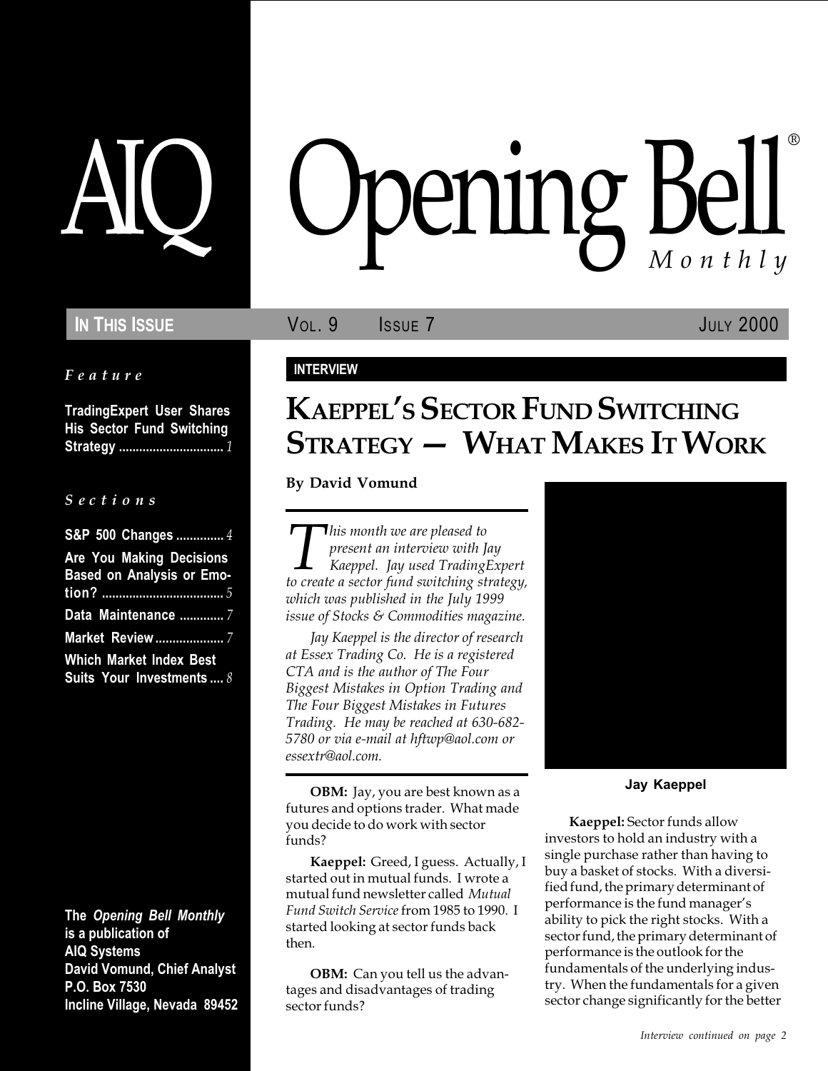# AIQ Opening Bell® Monthly

**IN THIS ISSUE** VOL. 9 ISSUE 7 JULY 2000

*Feature*

**TradingExpert User Shares His Sector Fund Switching Strategy** ............................... *1*

*Sections*

**S&P 500 Changes** .............. *4*
**Are You Making Decisions Based on Analysis or Emotion?** .................................... *5*
**Data Maintenance** ............. *7*
**Market Review** .................... *7*
**Which Market Index Best Suits Your Investments** .... *8*

**The *Opening Bell Monthly* is a publication of AIQ Systems**
**David Vomund, Chief Analyst**
**P.O. Box 7530**
**Incline Village, Nevada 89452**

**INTERVIEW**

## KAEPPEL'S SECTOR FUND SWITCHING STRATEGY — WHAT MAKES IT WORK

**By David Vomund**

*This month we are pleased to present an interview with Jay Kaeppel. Jay used TradingExpert to create a sector fund switching strategy, which was published in the July 1999 issue of Stocks & Commodities magazine.*

*Jay Kaeppel is the director of research at Essex Trading Co. He is a registered CTA and is the author of The Four Biggest Mistakes in Option Trading and The Four Biggest Mistakes in Futures Trading. He may be reached at 630-682-5780 or via e-mail at hftwp@aol.com or essextr@aol.com.*

**Jay Kaeppel**

**OBM:** Jay, you are best known as a futures and options trader. What made you decide to do work with sector funds?

**Kaeppel:** Greed, I guess. Actually, I started out in mutual funds. I wrote a mutual fund newsletter called *Mutual Fund Switch Service* from 1985 to 1990. I started looking at sector funds back then.

**OBM:** Can you tell us the advantages and disadvantages of trading sector funds?

**Kaeppel:** Sector funds allow investors to hold an industry with a single purchase rather than having to buy a basket of stocks. With a diversified fund, the primary determinant of performance is the fund manager's ability to pick the right stocks. With a sector fund, the primary determinant of performance is the outlook for the fundamentals of the underlying industry. When the fundamentals for a given sector change significantly for the better

*Interview continued on page 2*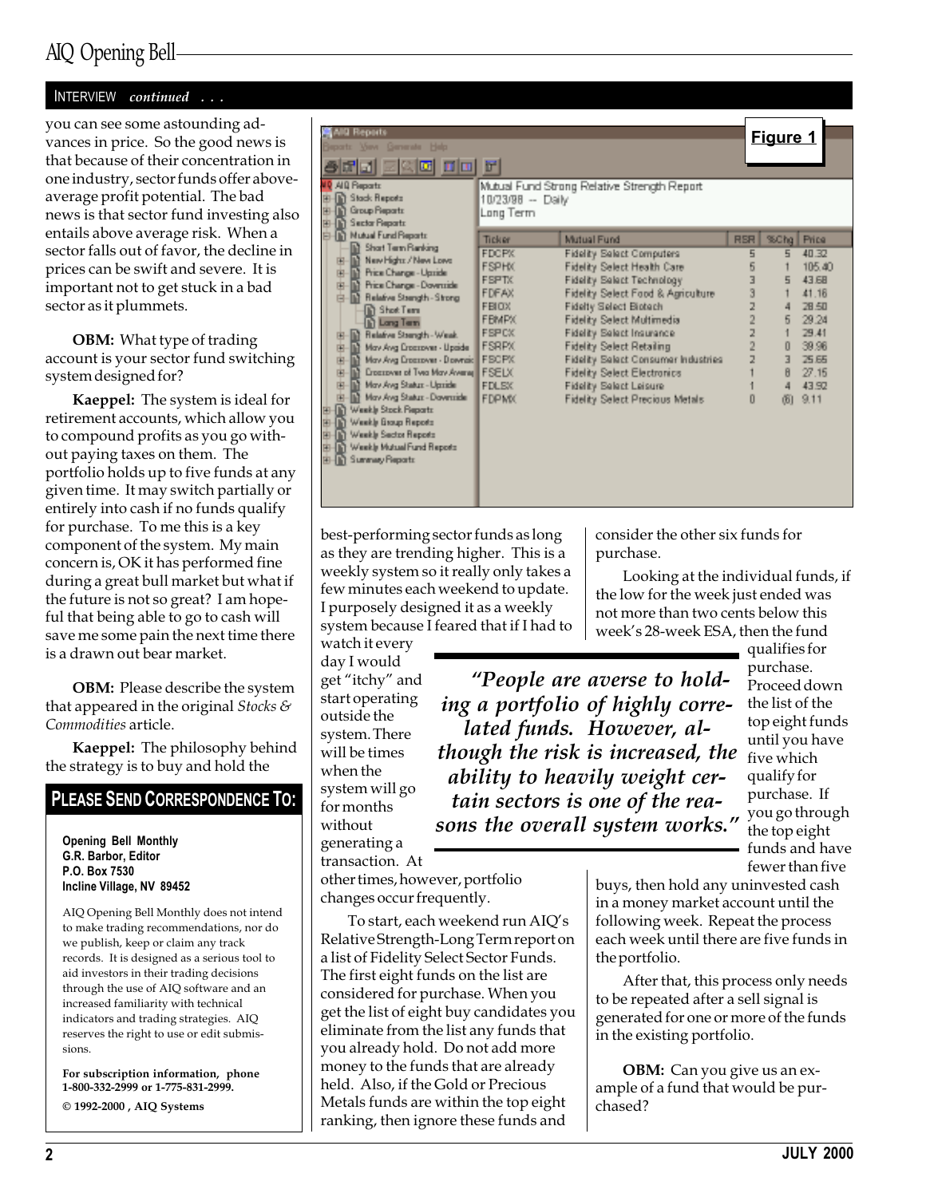INTERVIEW *continued . . .*

you can see some astounding advances in price. So the good news is that because of their concentration in one industry, sector funds offer above-average profit potential. The bad news is that sector fund investing also entails above average risk. When a sector falls out of favor, the decline in prices can be swift and severe. It is important not to get stuck in a bad sector as it plummets.

**OBM:** What type of trading account is your sector fund switching system designed for?

**Kaeppel:** The system is ideal for retirement accounts, which allow you to compound profits as you go without paying taxes on them. The portfolio holds up to five funds at any given time. It may switch partially or entirely into cash if no funds qualify for purchase. To me this is a key component of the system. My main concern is, OK it has performed fine during a great bull market but what if the future is not so great? I am hopeful that being able to go to cash will save me some pain the next time there is a drawn out bear market.

**OBM:** Please describe the system that appeared in the original *Stocks & Commodities* article.

**Kaeppel:** The philosophy behind the strategy is to buy and hold the best-performing sector funds as long as they are trending higher. This is a weekly system so it really only takes a few minutes each weekend to update. I purposely designed it as a weekly system because I feared that if I had to watch it every day I would get "itchy" and start operating outside the system. There will be times when the system will go for months without generating a transaction. At other times, however, portfolio changes occur frequently.

**Figure 1**

Mutual Fund Strong Relative Strength Report
10/23/98 -- Daily
Long Term

| Ticker | Mutual Fund | RSR | %Chg | Price |
|---|---|---|---|---|
| FDCPX | Fidelity Select Computers | 5 | 5 | 40.32 |
| FSPHX | Fidelity Select Health Care | 5 | 1 | 105.40 |
| FSPTX | Fidelity Select Technology | 3 | 5 | 43.68 |
| FDFAX | Fidelity Select Food & Agriculture | 3 | 1 | 41.16 |
| FBIOX | Fidelity Select Biotech | 2 | 4 | 28.50 |
| FBMPX | Fidelity Select Multimedia | 2 | 5 | 29.24 |
| FSPCX | Fidelity Select Insurance | 2 | 1 | 29.41 |
| FSRPX | Fidelity Select Retailing | 2 | 0 | 39.96 |
| FSCPX | Fidelity Select Consumer Industries | 2 | 3 | 25.65 |
| FSELX | Fidelity Select Electronics | 1 | 8 | 27.15 |
| FDLSX | Fidelity Select Leisure | 1 | 4 | 43.92 |
| FDPMX | Fidelity Select Precious Metals | 0 | (6) | 9.11 |

*"People are averse to holding a portfolio of highly correlated funds. However, although the risk is increased, the ability to heavily weight certain sectors is one of the reasons the overall system works."*

To start, each weekend run AIQ's Relative Strength-Long Term report on a list of Fidelity Select Sector Funds. The first eight funds on the list are considered for purchase. When you get the list of eight buy candidates you eliminate from the list any funds that you already hold. Do not add more money to the funds that are already held. Also, if the Gold or Precious Metals funds are within the top eight ranking, then ignore these funds and consider the other six funds for purchase.

Looking at the individual funds, if the low for the week just ended was not more than two cents below this week's 28-week ESA, then the fund qualifies for purchase. Proceed down the list of the top eight funds until you have five which qualify for purchase. If you go through the top eight funds and have fewer than five buys, then hold any uninvested cash in a money market account until the following week. Repeat the process each week until there are five funds in the portfolio.

After that, this process only needs to be repeated after a sell signal is generated for one or more of the funds in the existing portfolio.

**OBM:** Can you give us an example of a fund that would be purchased?

## PLEASE SEND CORRESPONDENCE TO:

**Opening Bell Monthly**
**G.R. Barbor, Editor**
**P.O. Box 7530**
**Incline Village, NV 89452**

AIQ Opening Bell Monthly does not intend to make trading recommendations, nor do we publish, keep or claim any track records. It is designed as a serious tool to aid investors in their trading decisions through the use of AIQ software and an increased familiarity with technical indicators and trading strategies. AIQ reserves the right to use or edit submissions.

**For subscription information, phone 1-800-332-2999 or 1-775-831-2999.**

**© 1992-2000 , AIQ Systems**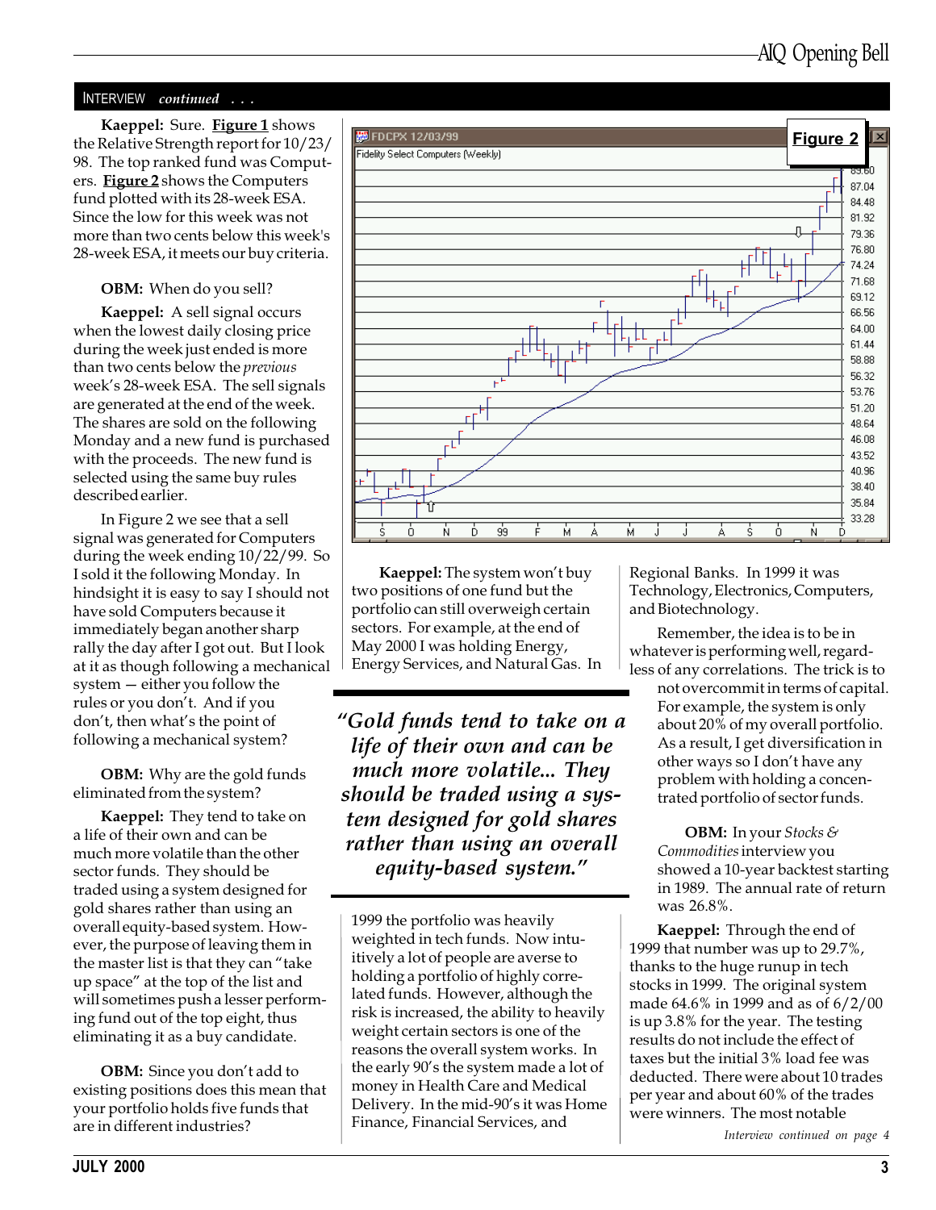INTERVIEW *continued . . .*

**Kaeppel:** Sure. **Figure 1** shows the Relative Strength report for 10/23/98. The top ranked fund was Computers. **Figure 2** shows the Computers fund plotted with its 28-week ESA. Since the low for this week was not more than two cents below this week's 28-week ESA, it meets our buy criteria.

**OBM:** When do you sell?

**Kaeppel:** A sell signal occurs when the lowest daily closing price during the week just ended is more than two cents below the *previous* week's 28-week ESA. The sell signals are generated at the end of the week. The shares are sold on the following Monday and a new fund is purchased with the proceeds. The new fund is selected using the same buy rules described earlier.

In Figure 2 we see that a sell signal was generated for Computers during the week ending 10/22/99. So I sold it the following Monday. In hindsight it is easy to say I should not have sold Computers because it immediately began another sharp rally the day after I got out. But I look at it as though following a mechanical system — either you follow the rules or you don't. And if you don't, then what's the point of following a mechanical system?

**OBM:** Why are the gold funds eliminated from the system?

**Kaeppel:** They tend to take on a life of their own and can be much more volatile than the other sector funds. They should be traded using a system designed for gold shares rather than using an overall equity-based system. However, the purpose of leaving them in the master list is that they can "take up space" at the top of the list and will sometimes push a lesser performing fund out of the top eight, thus eliminating it as a buy candidate.

**OBM:** Since you don't add to existing positions does this mean that your portfolio holds five funds that are in different industries?

**Figure 2**

FDCPX 12/03/99 — Fidelity Select Computers (Weekly)

**Kaeppel:** The system won't buy two positions of one fund but the portfolio can still overweigh certain sectors. For example, at the end of May 2000 I was holding Energy, Energy Services, and Natural Gas. In 1999 the portfolio was heavily weighted in tech funds. Now intuitively a lot of people are averse to holding a portfolio of highly correlated funds. However, although the risk is increased, the ability to heavily weight certain sectors is one of the reasons the overall system works. In the early 90's the system made a lot of money in Health Care and Medical Delivery. In the mid-90's it was Home Finance, Financial Services, and Regional Banks. In 1999 it was Technology, Electronics, Computers, and Biotechnology.

> *"Gold funds tend to take on a life of their own and can be much more volatile... They should be traded using a system designed for gold shares rather than using an overall equity-based system."*

Remember, the idea is to be in whatever is performing well, regardless of any correlations. The trick is to not overcommit in terms of capital. For example, the system is only about 20% of my overall portfolio. As a result, I get diversification in other ways so I don't have any problem with holding a concentrated portfolio of sector funds.

**OBM:** In your *Stocks & Commodities* interview you showed a 10-year backtest starting in 1989. The annual rate of return was 26.8%.

**Kaeppel:** Through the end of 1999 that number was up to 29.7%, thanks to the huge runup in tech stocks in 1999. The original system made 64.6% in 1999 and as of 6/2/00 is up 3.8% for the year. The testing results do not include the effect of taxes but the initial 3% load fee was deducted. There were about 10 trades per year and about 60% of the trades were winners. The most notable

*Interview continued on page 4*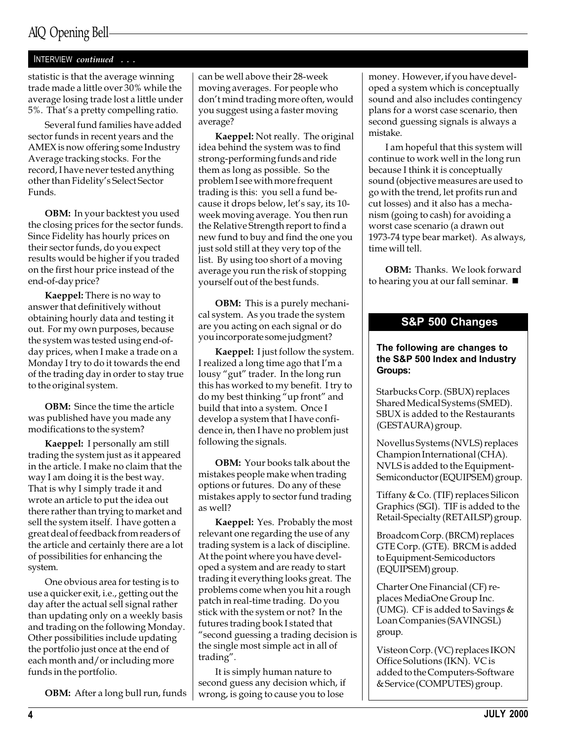INTERVIEW *continued* . . .

statistic is that the average winning trade made a little over 30% while the average losing trade lost a little under 5%. That's a pretty compelling ratio.

Several fund families have added sector funds in recent years and the AMEX is now offering some Industry Average tracking stocks. For the record, I have never tested anything other than Fidelity's Select Sector Funds.

**OBM:** In your backtest you used the closing prices for the sector funds. Since Fidelity has hourly prices on their sector funds, do you expect results would be higher if you traded on the first hour price instead of the end-of-day price?

**Kaeppel:** There is no way to answer that definitively without obtaining hourly data and testing it out. For my own purposes, because the system was tested using end-of-day prices, when I make a trade on a Monday I try to do it towards the end of the trading day in order to stay true to the original system.

**OBM:** Since the time the article was published have you made any modifications to the system?

**Kaeppel:** I personally am still trading the system just as it appeared in the article. I make no claim that the way I am doing it is the best way. That is why I simply trade it and wrote an article to put the idea out there rather than trying to market and sell the system itself. I have gotten a great deal of feedback from readers of the article and certainly there are a lot of possibilities for enhancing the system.

One obvious area for testing is to use a quicker exit, i.e., getting out the day after the actual sell signal rather than updating only on a weekly basis and trading on the following Monday. Other possibilities include updating the portfolio just once at the end of each month and/or including more funds in the portfolio.

**OBM:** After a long bull run, funds can be well above their 28-week moving averages. For people who don't mind trading more often, would you suggest using a faster moving average?

**Kaeppel:** Not really. The original idea behind the system was to find strong-performing funds and ride them as long as possible. So the problem I see with more frequent trading is this: you sell a fund because it drops below, let's say, its 10-week moving average. You then run the Relative Strength report to find a new fund to buy and find the one you just sold still at they very top of the list. By using too short of a moving average you run the risk of stopping yourself out of the best funds.

**OBM:** This is a purely mechanical system. As you trade the system are you acting on each signal or do you incorporate some judgment?

**Kaeppel:** I just follow the system. I realized a long time ago that I'm a lousy "gut" trader. In the long run this has worked to my benefit. I try to do my best thinking "up front" and build that into a system. Once I develop a system that I have confidence in, then I have no problem just following the signals.

**OBM:** Your books talk about the mistakes people make when trading options or futures. Do any of these mistakes apply to sector fund trading as well?

**Kaeppel:** Yes. Probably the most relevant one regarding the use of any trading system is a lack of discipline. At the point where you have developed a system and are ready to start trading it everything looks great. The problems come when you hit a rough patch in real-time trading. Do you stick with the system or not? In the futures trading book I stated that "second guessing a trading decision is the single most simple act in all of trading".

It is simply human nature to second guess any decision which, if wrong, is going to cause you to lose money. However, if you have developed a system which is conceptually sound and also includes contingency plans for a worst case scenario, then second guessing signals is always a mistake.

I am hopeful that this system will continue to work well in the long run because I think it is conceptually sound (objective measures are used to go with the trend, let profits run and cut losses) and it also has a mechanism (going to cash) for avoiding a worst case scenario (a drawn out 1973-74 type bear market). As always, time will tell.

**OBM:** Thanks. We look forward to hearing you at our fall seminar. ■

## S&P 500 Changes

**The following are changes to the S&P 500 Index and Industry Groups:**

Starbucks Corp. (SBUX) replaces Shared Medical Systems (SMED). SBUX is added to the Restaurants (GESTAURA) group.

Novellus Systems (NVLS) replaces Champion International (CHA). NVLS is added to the Equipment-Semiconductor (EQUIPSEM) group.

Tiffany & Co. (TIF) replaces Silicon Graphics (SGI). TIF is added to the Retail-Specialty (RETAILSP) group.

Broadcom Corp. (BRCM) replaces GTE Corp. (GTE). BRCM is added to Equipment-Semiconductors (EQUIPSEM) group.

Charter One Financial (CF) replaces MediaOne Group Inc. (UMG). CF is added to Savings & Loan Companies (SAVINGSL) group.

Visteon Corp. (VC) replaces IKON Office Solutions (IKN). VC is added to the Computers-Software & Service (COMPUTES) group.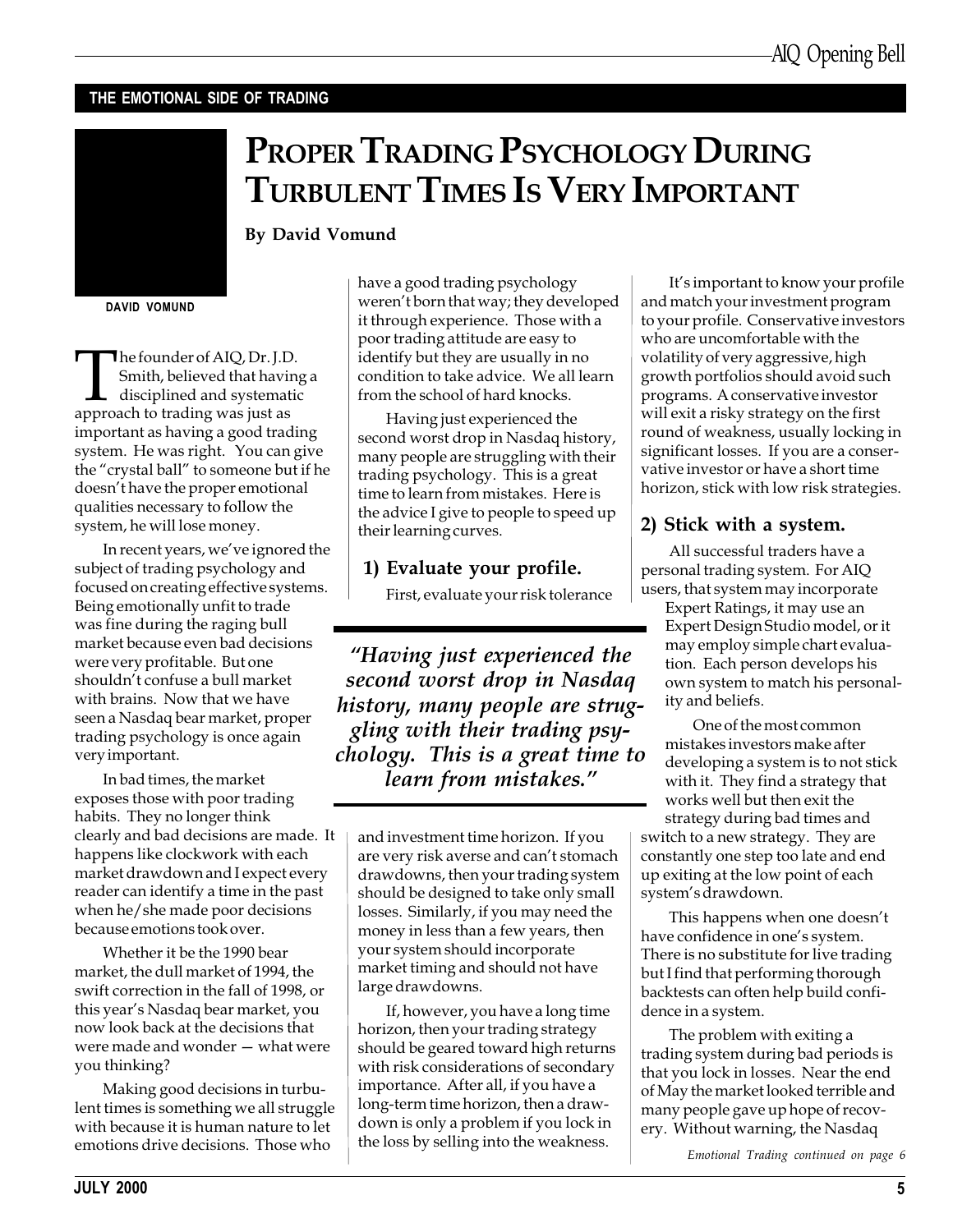THE EMOTIONAL SIDE OF TRADING

# Proper Trading Psychology During Turbulent Times Is Very Important

**By David Vomund**

DAVID VOMUND

The founder of AIQ, Dr. J.D. Smith, believed that having a disciplined and systematic approach to trading was just as important as having a good trading system. He was right. You can give the "crystal ball" to someone but if he doesn't have the proper emotional qualities necessary to follow the system, he will lose money.

In recent years, we've ignored the subject of trading psychology and focused on creating effective systems. Being emotionally unfit to trade was fine during the raging bull market because even bad decisions were very profitable. But one shouldn't confuse a bull market with brains. Now that we have seen a Nasdaq bear market, proper trading psychology is once again very important.

In bad times, the market exposes those with poor trading habits. They no longer think clearly and bad decisions are made. It happens like clockwork with each market drawdown and I expect every reader can identify a time in the past when he/she made poor decisions because emotions took over.

Whether it be the 1990 bear market, the dull market of 1994, the swift correction in the fall of 1998, or this year's Nasdaq bear market, you now look back at the decisions that were made and wonder — what were you thinking?

Making good decisions in turbulent times is something we all struggle with because it is human nature to let emotions drive decisions. Those who have a good trading psychology weren't born that way; they developed it through experience. Those with a poor trading attitude are easy to identify but they are usually in no condition to take advice. We all learn from the school of hard knocks.

Having just experienced the second worst drop in Nasdaq history, many people are struggling with their trading psychology. This is a great time to learn from mistakes. Here is the advice I give to people to speed up their learning curves.

> *"Having just experienced the second worst drop in Nasdaq history, many people are struggling with their trading psychology. This is a great time to learn from mistakes."*

## 1) Evaluate your profile.

First, evaluate your risk tolerance and investment time horizon. If you are very risk averse and can't stomach drawdowns, then your trading system should be designed to take only small losses. Similarly, if you may need the money in less than a few years, then your system should incorporate market timing and should not have large drawdowns.

If, however, you have a long time horizon, then your trading strategy should be geared toward high returns with risk considerations of secondary importance. After all, if you have a long-term time horizon, then a drawdown is only a problem if you lock in the loss by selling into the weakness.

It's important to know your profile and match your investment program to your profile. Conservative investors who are uncomfortable with the volatility of very aggressive, high growth portfolios should avoid such programs. A conservative investor will exit a risky strategy on the first round of weakness, usually locking in significant losses. If you are a conservative investor or have a short time horizon, stick with low risk strategies.

## 2) Stick with a system.

All successful traders have a personal trading system. For AIQ users, that system may incorporate Expert Ratings, it may use an Expert Design Studio model, or it may employ simple chart evaluation. Each person develops his own system to match his personality and beliefs.

One of the most common mistakes investors make after developing a system is to not stick with it. They find a strategy that works well but then exit the strategy during bad times and switch to a new strategy. They are constantly one step too late and end up exiting at the low point of each system's drawdown.

This happens when one doesn't have confidence in one's system. There is no substitute for live trading but I find that performing thorough backtests can often help build confidence in a system.

The problem with exiting a trading system during bad periods is that you lock in losses. Near the end of May the market looked terrible and many people gave up hope of recovery. Without warning, the Nasdaq

*Emotional Trading continued on page 6*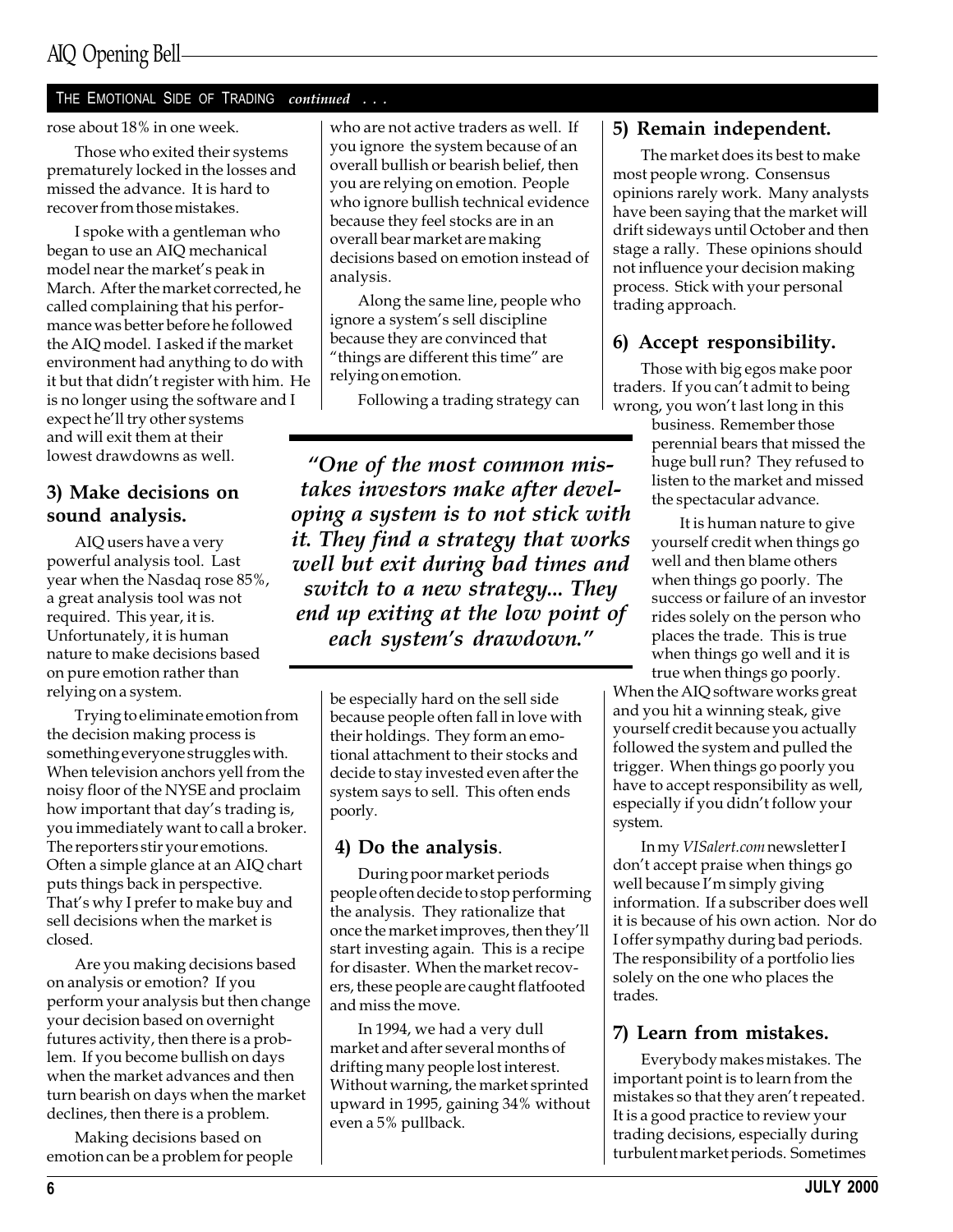THE EMOTIONAL SIDE OF TRADING *continued* . . .

rose about 18% in one week.

Those who exited their systems prematurely locked in the losses and missed the advance. It is hard to recover from those mistakes.

I spoke with a gentleman who began to use an AIQ mechanical model near the market's peak in March. After the market corrected, he called complaining that his performance was better before he followed the AIQ model. I asked if the market environment had anything to do with it but that didn't register with him. He is no longer using the software and I expect he'll try other systems and will exit them at their lowest drawdowns as well.

### 3) Make decisions on sound analysis.

AIQ users have a very powerful analysis tool. Last year when the Nasdaq rose 85%, a great analysis tool was not required. This year, it is. Unfortunately, it is human nature to make decisions based on pure emotion rather than relying on a system.

Trying to eliminate emotion from the decision making process is something everyone struggles with. When television anchors yell from the noisy floor of the NYSE and proclaim how important that day's trading is, you immediately want to call a broker. The reporters stir your emotions. Often a simple glance at an AIQ chart puts things back in perspective. That's why I prefer to make buy and sell decisions when the market is closed.

Are you making decisions based on analysis or emotion? If you perform your analysis but then change your decision based on overnight futures activity, then there is a problem. If you become bullish on days when the market advances and then turn bearish on days when the market declines, then there is a problem.

Making decisions based on emotion can be a problem for people who are not active traders as well. If you ignore the system because of an overall bullish or bearish belief, then you are relying on emotion. People who ignore bullish technical evidence because they feel stocks are in an overall bear market are making decisions based on emotion instead of analysis.

Along the same line, people who ignore a system's sell discipline because they are convinced that "things are different this time" are relying on emotion.

Following a trading strategy can be especially hard on the sell side because people often fall in love with their holdings. They form an emotional attachment to their stocks and decide to stay invested even after the system says to sell. This often ends poorly.

> *"One of the most common mistakes investors make after developing a system is to not stick with it. They find a strategy that works well but exit during bad times and switch to a new strategy... They end up exiting at the low point of each system's drawdown."*

### 4) Do the analysis.

During poor market periods people often decide to stop performing the analysis. They rationalize that once the market improves, then they'll start investing again. This is a recipe for disaster. When the market recovers, these people are caught flatfooted and miss the move.

In 1994, we had a very dull market and after several months of drifting many people lost interest. Without warning, the market sprinted upward in 1995, gaining 34% without even a 5% pullback.

### 5) Remain independent.

The market does its best to make most people wrong. Consensus opinions rarely work. Many analysts have been saying that the market will drift sideways until October and then stage a rally. These opinions should not influence your decision making process. Stick with your personal trading approach.

### 6) Accept responsibility.

Those with big egos make poor traders. If you can't admit to being wrong, you won't last long in this business. Remember those perennial bears that missed the huge bull run? They refused to listen to the market and missed the spectacular advance.

It is human nature to give yourself credit when things go well and then blame others when things go poorly. The success or failure of an investor rides solely on the person who places the trade. This is true when things go well and it is true when things go poorly. When the AIQ software works great and you hit a winning steak, give yourself credit because you actually followed the system and pulled the trigger. When things go poorly you have to accept responsibility as well, especially if you didn't follow your system.

In my *VISalert.com* newsletter I don't accept praise when things go well because I'm simply giving information. If a subscriber does well it is because of his own action. Nor do I offer sympathy during bad periods. The responsibility of a portfolio lies solely on the one who places the trades.

### 7) Learn from mistakes.

Everybody makes mistakes. The important point is to learn from the mistakes so that they aren't repeated. It is a good practice to review your trading decisions, especially during turbulent market periods. Sometimes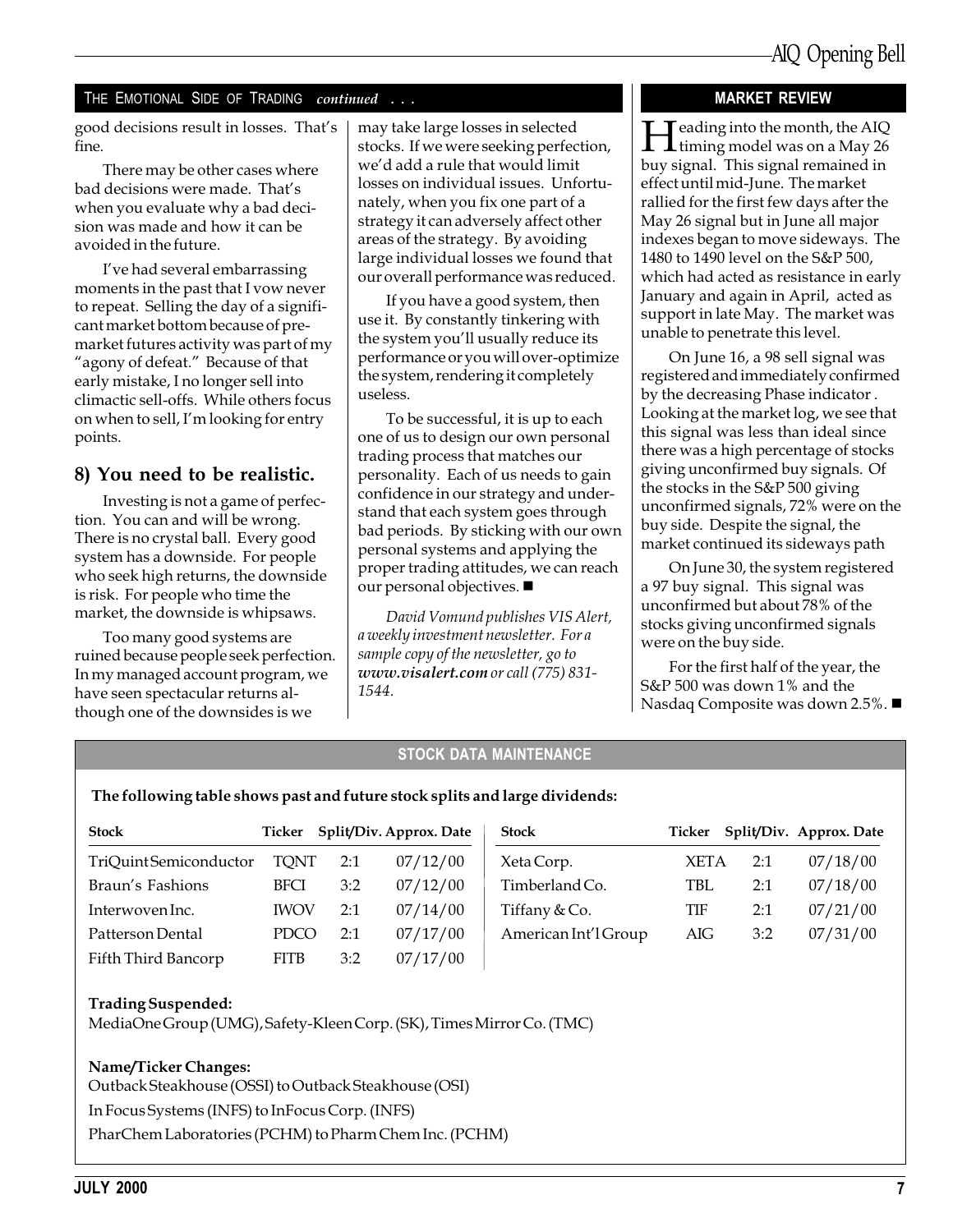## THE EMOTIONAL SIDE OF TRADING *continued . . .*

good decisions result in losses. That's fine.

There may be other cases where bad decisions were made. That's when you evaluate why a bad decision was made and how it can be avoided in the future.

I've had several embarrassing moments in the past that I vow never to repeat. Selling the day of a significant market bottom because of pre-market futures activity was part of my "agony of defeat." Because of that early mistake, I no longer sell into climactic sell-offs. While others focus on when to sell, I'm looking for entry points.

### 8) You need to be realistic.

Investing is not a game of perfection. You can and will be wrong. There is no crystal ball. Every good system has a downside. For people who seek high returns, the downside is risk. For people who time the market, the downside is whipsaws.

Too many good systems are ruined because people seek perfection. In my managed account program, we have seen spectacular returns although one of the downsides is we may take large losses in selected stocks. If we were seeking perfection, we'd add a rule that would limit losses on individual issues. Unfortunately, when you fix one part of a strategy it can adversely affect other areas of the strategy. By avoiding large individual losses we found that our overall performance was reduced.

If you have a good system, then use it. By constantly tinkering with the system you'll usually reduce its performance or you will over-optimize the system, rendering it completely useless.

To be successful, it is up to each one of us to design our own personal trading process that matches our personality. Each of us needs to gain confidence in our strategy and understand that each system goes through bad periods. By sticking with our own personal systems and applying the proper trading attitudes, we can reach our personal objectives. ■

*David Vomund publishes VIS Alert, a weekly investment newsletter. For a sample copy of the newsletter, go to **www.visalert.com** or call (775) 831-1544.*

## MARKET REVIEW

Heading into the month, the AIQ timing model was on a May 26 buy signal. This signal remained in effect until mid-June. The market rallied for the first few days after the May 26 signal but in June all major indexes began to move sideways. The 1480 to 1490 level on the S&P 500, which had acted as resistance in early January and again in April, acted as support in late May. The market was unable to penetrate this level.

On June 16, a 98 sell signal was registered and immediately confirmed by the decreasing Phase indicator . Looking at the market log, we see that this signal was less than ideal since there was a high percentage of stocks giving unconfirmed buy signals. Of the stocks in the S&P 500 giving unconfirmed signals, 72% were on the buy side. Despite the signal, the market continued its sideways path

On June 30, the system registered a 97 buy signal. This signal was unconfirmed but about 78% of the stocks giving unconfirmed signals were on the buy side.

For the first half of the year, the S&P 500 was down 1% and the Nasdaq Composite was down 2.5%. ■

## STOCK DATA MAINTENANCE

**The following table shows past and future stock splits and large dividends:**

| Stock | Ticker | Split/Div. | Approx. Date |
|---|---|---|---|
| TriQuint Semiconductor | TQNT | 2:1 | 07/12/00 |
| Braun's Fashions | BFCI | 3:2 | 07/12/00 |
| Interwoven Inc. | IWOV | 2:1 | 07/14/00 |
| Patterson Dental | PDCO | 2:1 | 07/17/00 |
| Fifth Third Bancorp | FITB | 3:2 | 07/17/00 |
| Xeta Corp. | XETA | 2:1 | 07/18/00 |
| Timberland Co. | TBL | 2:1 | 07/18/00 |
| Tiffany & Co. | TIF | 2:1 | 07/21/00 |
| American Int'l Group | AIG | 3:2 | 07/31/00 |

**Trading Suspended:**

MediaOne Group (UMG), Safety-Kleen Corp. (SK), Times Mirror Co. (TMC)

**Name/Ticker Changes:**

Outback Steakhouse (OSSI) to Outback Steakhouse (OSI)

In Focus Systems (INFS) to InFocus Corp. (INFS)

PharChem Laboratories (PCHM) to Pharm Chem Inc. (PCHM)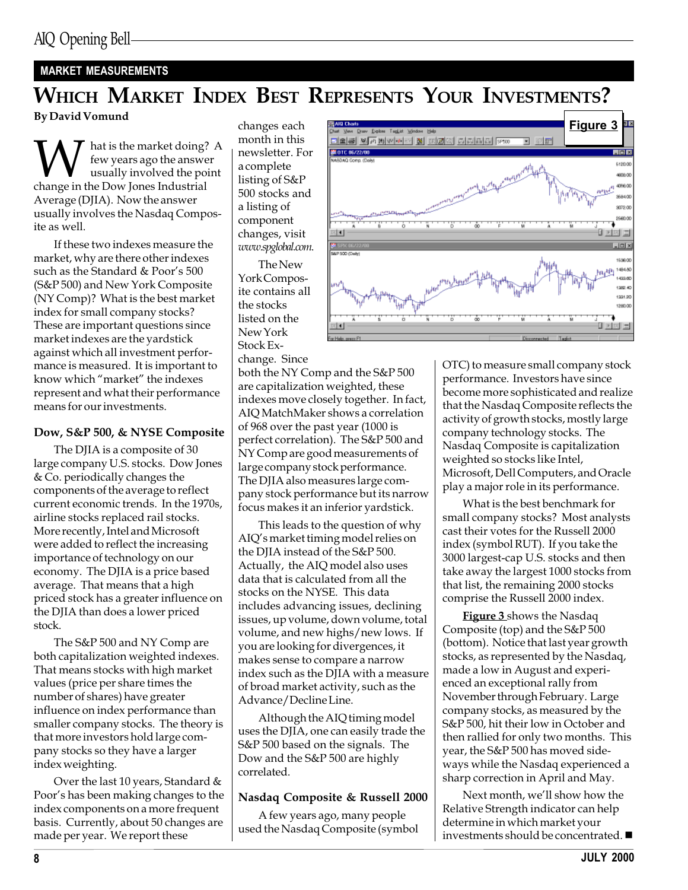MARKET MEASUREMENTS

# Which Market Index Best Represents Your Investments?

**By David Vomund**

What is the market doing? A few years ago the answer usually involved the point change in the Dow Jones Industrial Average (DJIA). Now the answer usually involves the Nasdaq Composite as well.

If these two indexes measure the market, why are there other indexes such as the Standard & Poor's 500 (S&P 500) and New York Composite (NY Comp)? What is the best market index for small company stocks? These are important questions since market indexes are the yardstick against which all investment performance is measured. It is important to know which "market" the indexes represent and what their performance means for our investments.

### Dow, S&P 500, & NYSE Composite

The DJIA is a composite of 30 large company U.S. stocks. Dow Jones & Co. periodically changes the components of the average to reflect current economic trends. In the 1970s, airline stocks replaced rail stocks. More recently, Intel and Microsoft were added to reflect the increasing importance of technology on our economy. The DJIA is a price based average. That means that a high priced stock has a greater influence on the DJIA than does a lower priced stock.

The S&P 500 and NY Comp are both capitalization weighted indexes. That means stocks with high market values (price per share times the number of shares) have greater influence on index performance than smaller company stocks. The theory is that more investors hold large company stocks so they have a larger index weighting.

Over the last 10 years, Standard & Poor's has been making changes to the index components on a more frequent basis. Currently, about 50 changes are made per year. We report these changes each month in this newsletter. For a complete listing of S&P 500 stocks and a listing of component changes, visit *www.spglobal.com.*

The New York Composite contains all the stocks listed on the New York Stock Exchange. Since both the NY Comp and the S&P 500 are capitalization weighted, these indexes move closely together. In fact, AIQ MatchMaker shows a correlation of 968 over the past year (1000 is perfect correlation). The S&P 500 and NY Comp are good measurements of large company stock performance. The DJIA also measures large company stock performance but its narrow focus makes it an inferior yardstick.

This leads to the question of why AIQ's market timing model relies on the DJIA instead of the S&P 500. Actually, the AIQ model also uses data that is calculated from all the stocks on the NYSE. This data includes advancing issues, declining issues, up volume, down volume, total volume, and new highs/new lows. If you are looking for divergences, it makes sense to compare a narrow index such as the DJIA with a measure of broad market activity, such as the Advance/Decline Line.

Although the AIQ timing model uses the DJIA, one can easily trade the S&P 500 based on the signals. The Dow and the S&P 500 are highly correlated.

### Nasdaq Composite & Russell 2000

A few years ago, many people used the Nasdaq Composite (symbol OTC) to measure small company stock performance. Investors have since become more sophisticated and realize that the Nasdaq Composite reflects the activity of growth stocks, mostly large company technology stocks. The Nasdaq Composite is capitalization weighted so stocks like Intel, Microsoft, Dell Computers, and Oracle play a major role in its performance.

What is the best benchmark for small company stocks? Most analysts cast their votes for the Russell 2000 index (symbol RUT). If you take the 3000 largest-cap U.S. stocks and then take away the largest 1000 stocks from that list, the remaining 2000 stocks comprise the Russell 2000 index.

**Figure 3** shows the Nasdaq Composite (top) and the S&P 500 (bottom). Notice that last year growth stocks, as represented by the Nasdaq, made a low in August and experienced an exceptional rally from November through February. Large company stocks, as measured by the S&P 500, hit their low in October and then rallied for only two months. This year, the S&P 500 has moved sideways while the Nasdaq experienced a sharp correction in April and May.

Next month, we'll show how the Relative Strength indicator can help determine in which market your investments should be concentrated. ■

**Figure 3**

AIQ Charts

OTC 06/22/00

NASDAQ Comp. (Daily)

5120.00
4608.00
4096.00
3584.00
3072.00
2560.00

A S O N D 00 F M A M J

SPX 06/22/00

S&P 500 (Daily)

1536.00
1484.80
1433.60
1382.40
1331.20
1280.00

A S O N D 00 F M A M J